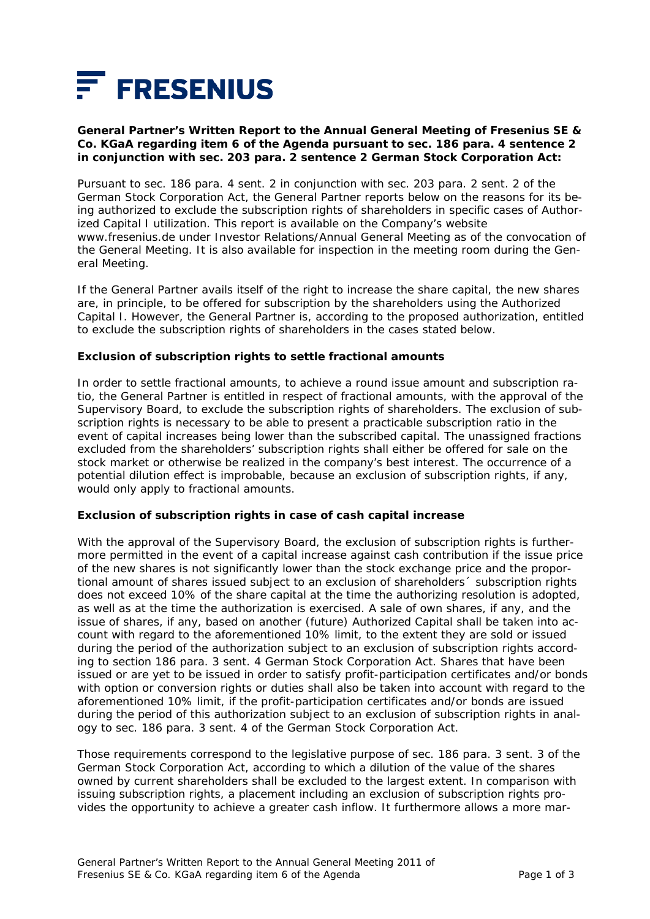# FRESENIUS

**General Partner's Written Report to the Annual General Meeting of Fresenius SE & Co. KGaA regarding item 6 of the Agenda pursuant to sec. 186 para. 4 sentence 2 in conjunction with sec. 203 para. 2 sentence 2 German Stock Corporation Act:**

Pursuant to sec. 186 para. 4 sent. 2 in conjunction with sec. 203 para. 2 sent. 2 of the German Stock Corporation Act, the General Partner reports below on the reasons for its being authorized to exclude the subscription rights of shareholders in specific cases of Authorized Capital I utilization. This report is available on the Company's website www.fresenius.de under Investor Relations/Annual General Meeting as of the convocation of the General Meeting. It is also available for inspection in the meeting room during the General Meeting.

If the General Partner avails itself of the right to increase the share capital, the new shares are, in principle, to be offered for subscription by the shareholders using the Authorized Capital I. However, the General Partner is, according to the proposed authorization, entitled to exclude the subscription rights of shareholders in the cases stated below.

**Exclusion of subscription rights to settle fractional amounts**

In order to settle fractional amounts, to achieve a round issue amount and subscription ratio, the General Partner is entitled in respect of fractional amounts, with the approval of the Supervisory Board, to exclude the subscription rights of shareholders. The exclusion of subscription rights is necessary to be able to present a practicable subscription ratio in the event of capital increases being lower than the subscribed capital. The unassigned fractions excluded from the shareholders' subscription rights shall either be offered for sale on the stock market or otherwise be realized in the company's best interest. The occurrence of a potential dilution effect is improbable, because an exclusion of subscription rights, if any, would only apply to fractional amounts.

**Exclusion of subscription rights in case of cash capital increase**

With the approval of the Supervisory Board, the exclusion of subscription rights is furthermore permitted in the event of a capital increase against cash contribution if the issue price of the new shares is not significantly lower than the stock exchange price and the proportional amount of shares issued subject to an exclusion of shareholders´ subscription rights does not exceed 10% of the share capital at the time the authorizing resolution is adopted, as well as at the time the authorization is exercised. A sale of own shares, if any, and the issue of shares, if any, based on another (future) Authorized Capital shall be taken into account with regard to the aforementioned 10% limit, to the extent they are sold or issued during the period of the authorization subject to an exclusion of subscription rights according to section 186 para. 3 sent. 4 German Stock Corporation Act. Shares that have been issued or are yet to be issued in order to satisfy profit-participation certificates and/or bonds with option or conversion rights or duties shall also be taken into account with regard to the aforementioned 10% limit, if the profit-participation certificates and/or bonds are issued during the period of this authorization subject to an exclusion of subscription rights in analogy to sec. 186 para. 3 sent. 4 of the German Stock Corporation Act.

Those requirements correspond to the legislative purpose of sec. 186 para. 3 sent. 3 of the German Stock Corporation Act, according to which a dilution of the value of the shares owned by current shareholders shall be excluded to the largest extent. In comparison with issuing subscription rights, a placement including an exclusion of subscription rights provides the opportunity to achieve a greater cash inflow. It furthermore allows a more mar-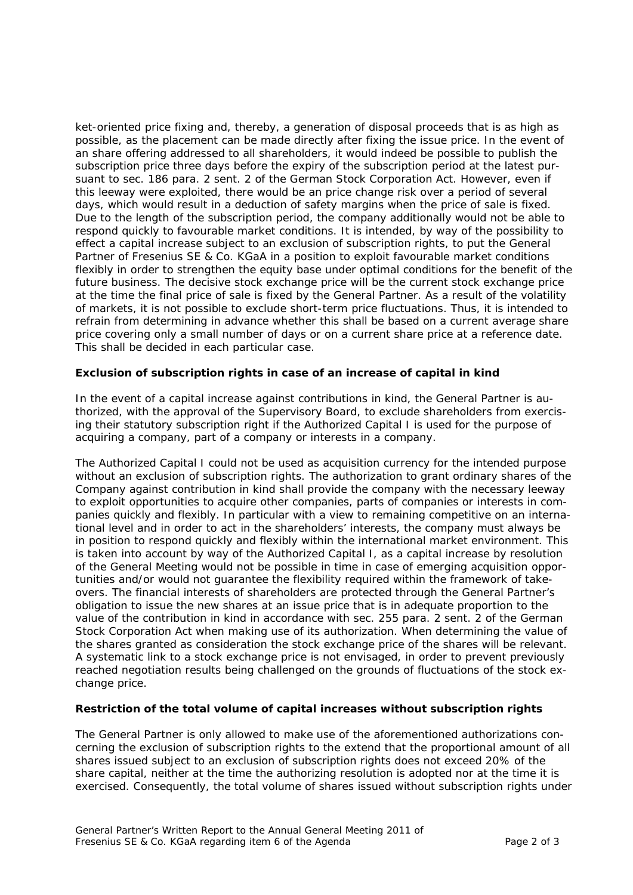ket-oriented price fixing and, thereby, a generation of disposal proceeds that is as high as possible, as the placement can be made directly after fixing the issue price. In the event of an share offering addressed to all shareholders, it would indeed be possible to publish the subscription price three days before the expiry of the subscription period at the latest pursuant to sec. 186 para. 2 sent. 2 of the German Stock Corporation Act. However, even if this leeway were exploited, there would be an price change risk over a period of several days, which would result in a deduction of safety margins when the price of sale is fixed. Due to the length of the subscription period, the company additionally would not be able to respond quickly to favourable market conditions. It is intended, by way of the possibility to effect a capital increase subject to an exclusion of subscription rights, to put the General Partner of Fresenius SE & Co. KGaA in a position to exploit favourable market conditions flexibly in order to strengthen the equity base under optimal conditions for the benefit of the future business. The decisive stock exchange price will be the current stock exchange price at the time the final price of sale is fixed by the General Partner. As a result of the volatility of markets, it is not possible to exclude short-term price fluctuations. Thus, it is intended to refrain from determining in advance whether this shall be based on a current average share price covering only a small number of days or on a current share price at a reference date. This shall be decided in each particular case.

**Exclusion of subscription rights in case of an increase of capital in kind**

In the event of a capital increase against contributions in kind, the General Partner is authorized, with the approval of the Supervisory Board, to exclude shareholders from exercising their statutory subscription right if the Authorized Capital I is used for the purpose of acquiring a company, part of a company or interests in a company.

The Authorized Capital I could not be used as acquisition currency for the intended purpose without an exclusion of subscription rights. The authorization to grant ordinary shares of the Company against contribution in kind shall provide the company with the necessary leeway to exploit opportunities to acquire other companies, parts of companies or interests in companies quickly and flexibly. In particular with a view to remaining competitive on an international level and in order to act in the shareholders' interests, the company must always be in position to respond quickly and flexibly within the international market environment. This is taken into account by way of the Authorized Capital I, as a capital increase by resolution of the General Meeting would not be possible in time in case of emerging acquisition opportunities and/or would not guarantee the flexibility required within the framework of takeovers. The financial interests of shareholders are protected through the General Partner's obligation to issue the new shares at an issue price that is in adequate proportion to the value of the contribution in kind in accordance with sec. 255 para. 2 sent. 2 of the German Stock Corporation Act when making use of its authorization. When determining the value of the shares granted as consideration the stock exchange price of the shares will be relevant. A systematic link to a stock exchange price is not envisaged, in order to prevent previously reached negotiation results being challenged on the grounds of fluctuations of the stock exchange price.

**Restriction of the total volume of capital increases without subscription rights**

The General Partner is only allowed to make use of the aforementioned authorizations concerning the exclusion of subscription rights to the extend that the proportional amount of all shares issued subject to an exclusion of subscription rights does not exceed 20% of the share capital, neither at the time the authorizing resolution is adopted nor at the time it is exercised. Consequently, the total volume of shares issued without subscription rights under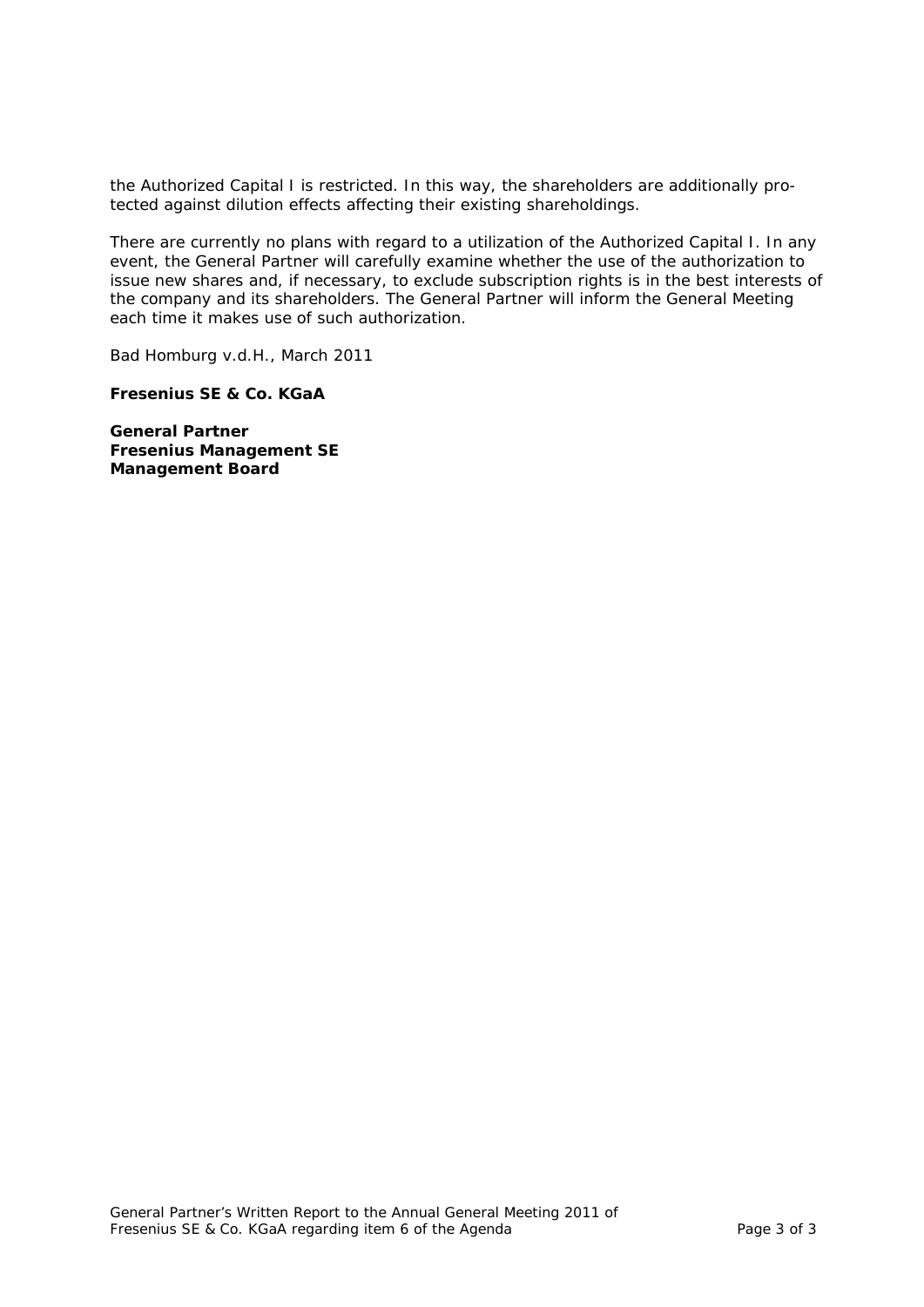the Authorized Capital I is restricted. In this way, the shareholders are additionally protected against dilution effects affecting their existing shareholdings.

There are currently no plans with regard to a utilization of the Authorized Capital I. In any event, the General Partner will carefully examine whether the use of the authorization to issue new shares and, if necessary, to exclude subscription rights is in the best interests of the company and its shareholders. The General Partner will inform the General Meeting each time it makes use of such authorization.

Bad Homburg v.d.H., March 2011

**Fresenius SE & Co. KGaA**

**General Partner**
**Fresenius Management SE**
**Management Board**